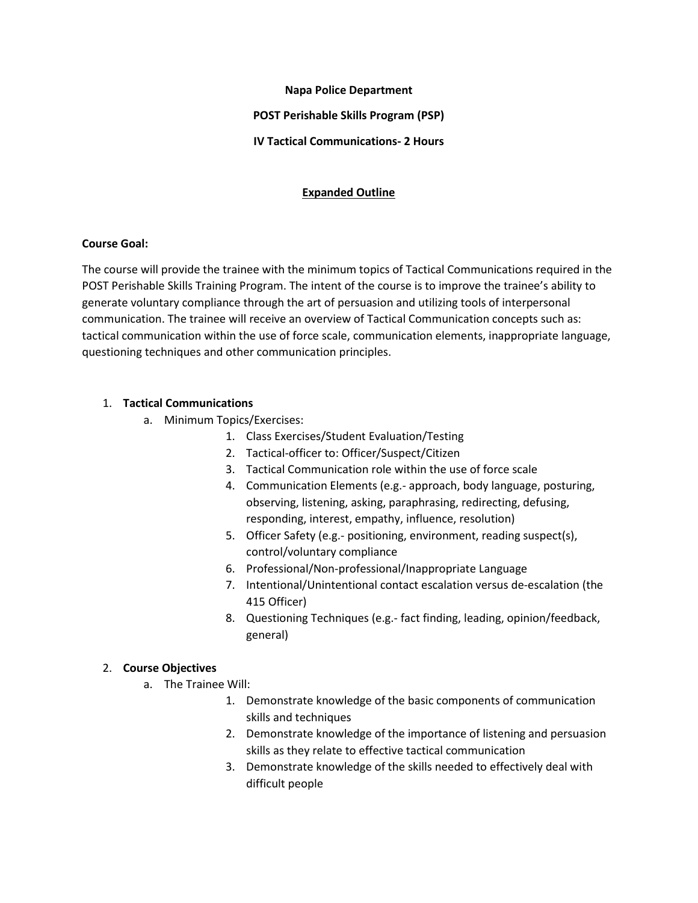**Napa Police Department**

**POST Perishable Skills Program (PSP)**

**IV Tactical Communications- 2 Hours**

**<u>Expanded Outline</u>**

**Course Goal:**

The course will provide the trainee with the minimum topics of Tactical Communications required in the POST Perishable Skills Training Program. The intent of the course is to improve the trainee's ability to generate voluntary compliance through the art of persuasion and utilizing tools of interpersonal communication. The trainee will receive an overview of Tactical Communication concepts such as: tactical communication within the use of force scale, communication elements, inappropriate language, questioning techniques and other communication principles.

1. **Tactical Communications**
   a. Minimum Topics/Exercises:
      1. Class Exercises/Student Evaluation/Testing
      2. Tactical-officer to: Officer/Suspect/Citizen
      3. Tactical Communication role within the use of force scale
      4. Communication Elements (e.g.- approach, body language, posturing, observing, listening, asking, paraphrasing, redirecting, defusing, responding, interest, empathy, influence, resolution)
      5. Officer Safety (e.g.- positioning, environment, reading suspect(s), control/voluntary compliance
      6. Professional/Non-professional/Inappropriate Language
      7. Intentional/Unintentional contact escalation versus de-escalation (the 415 Officer)
      8. Questioning Techniques (e.g.- fact finding, leading, opinion/feedback, general)

2. **Course Objectives**
   a. The Trainee Will:
      1. Demonstrate knowledge of the basic components of communication skills and techniques
      2. Demonstrate knowledge of the importance of listening and persuasion skills as they relate to effective tactical communication
      3. Demonstrate knowledge of the skills needed to effectively deal with difficult people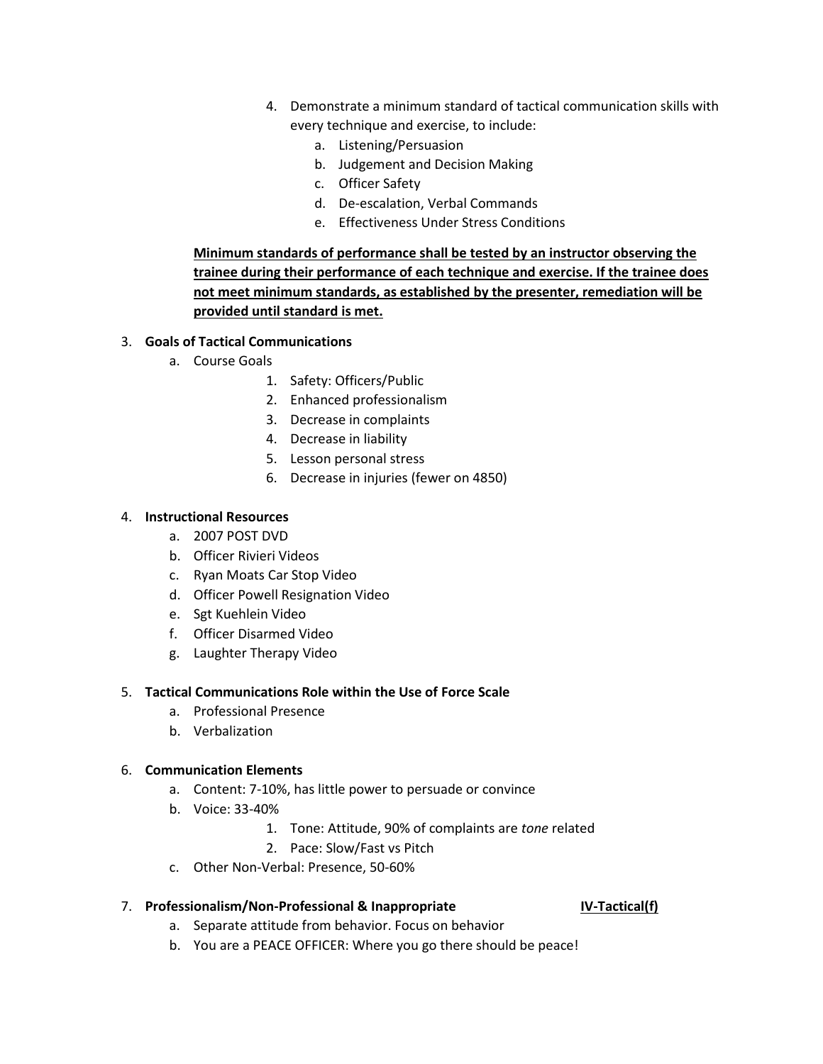4. Demonstrate a minimum standard of tactical communication skills with every technique and exercise, to include:
    a. Listening/Persuasion
    b. Judgement and Decision Making
    c. Officer Safety
    d. De-escalation, Verbal Commands
    e. Effectiveness Under Stress Conditions

**Minimum standards of performance shall be tested by an instructor observing the trainee during their performance of each technique and exercise. If the trainee does not meet minimum standards, as established by the presenter, remediation will be provided until standard is met.**

3. **Goals of Tactical Communications**
    a. Course Goals
        1. Safety: Officers/Public
        2. Enhanced professionalism
        3. Decrease in complaints
        4. Decrease in liability
        5. Lesson personal stress
        6. Decrease in injuries (fewer on 4850)

4. **Instructional Resources**
    a. 2007 POST DVD
    b. Officer Rivieri Videos
    c. Ryan Moats Car Stop Video
    d. Officer Powell Resignation Video
    e. Sgt Kuehlein Video
    f. Officer Disarmed Video
    g. Laughter Therapy Video

5. **Tactical Communications Role within the Use of Force Scale**
    a. Professional Presence
    b. Verbalization

6. **Communication Elements**
    a. Content: 7-10%, has little power to persuade or convince
    b. Voice: 33-40%
        1. Tone: Attitude, 90% of complaints are *tone* related
        2. Pace: Slow/Fast vs Pitch
    c. Other Non-Verbal: Presence, 50-60%

7. **Professionalism/Non-Professional & Inappropriate** **IV-Tactical(f)**
    a. Separate attitude from behavior. Focus on behavior
    b. You are a PEACE OFFICER: Where you go there should be peace!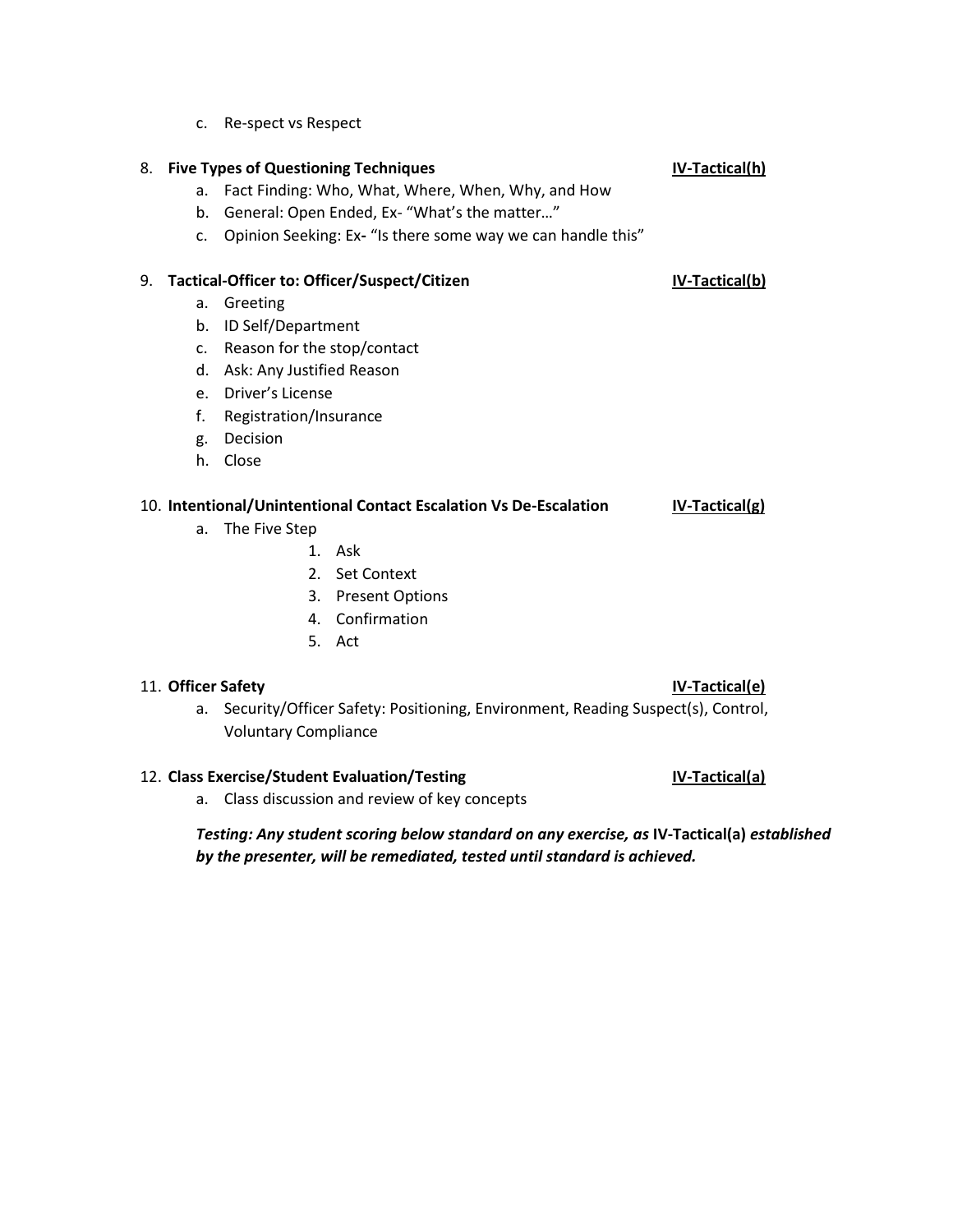c. Re-spect vs Respect

8. **Five Types of Questioning Techniques** **IV-Tactical(h)**
    a. Fact Finding: Who, What, Where, When, Why, and How
    b. General: Open Ended, Ex- "What's the matter…"
    c. Opinion Seeking: Ex**-** "Is there some way we can handle this"

9. **Tactical-Officer to: Officer/Suspect/Citizen** **IV-Tactical(b)**
    a. Greeting
    b. ID Self/Department
    c. Reason for the stop/contact
    d. Ask: Any Justified Reason
    e. Driver's License
    f. Registration/Insurance
    g. Decision
    h. Close

10. **Intentional/Unintentional Contact Escalation Vs De-Escalation** **IV-Tactical(g)**
    a. The Five Step
        1. Ask
        2. Set Context
        3. Present Options
        4. Confirmation
        5. Act

11. **Officer Safety** **IV-Tactical(e)**
    a. Security/Officer Safety: Positioning, Environment, Reading Suspect(s), Control, Voluntary Compliance

12. **Class Exercise/Student Evaluation/Testing** **IV-Tactical(a)**
    a. Class discussion and review of key concepts

***Testing: Any student scoring below standard on any exercise, as* IV-Tactical(a) *established by the presenter, will be remediated, tested until standard is achieved.***